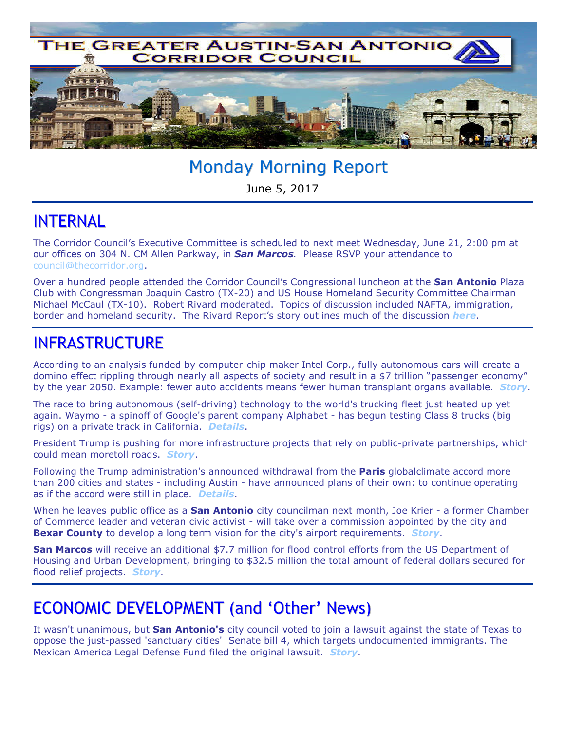# THE GREATER AUSTIN-SAN ANTONIO CORRIDOR COUNCIL

# Monday Morning Report

June 5, 2017

## INTERNAL

The Corridor Council's Executive Committee is scheduled to next meet Wednesday, June 21, 2:00 pm at our offices on 304 N. CM Allen Parkway, in ***San Marcos***. Please RSVP your attendance to council@thecorridor.org.

Over a hundred people attended the Corridor Council's Congressional luncheon at the **San Antonio** Plaza Club with Congressman Joaquin Castro (TX-20) and US House Homeland Security Committee Chairman Michael McCaul (TX-10). Robert Rivard moderated. Topics of discussion included NAFTA, immigration, border and homeland security. The Rivard Report's story outlines much of the discussion ***here***.

## INFRASTRUCTURE

According to an analysis funded by computer-chip maker Intel Corp., fully autonomous cars will create a domino effect rippling through nearly all aspects of society and result in a $7 trillion "passenger economy" by the year 2050. Example: fewer auto accidents means fewer human transplant organs available. ***Story***.

The race to bring autonomous (self-driving) technology to the world's trucking fleet just heated up yet again. Waymo - a spinoff of Google's parent company Alphabet - has begun testing Class 8 trucks (big rigs) on a private track in California. ***Details***.

President Trump is pushing for more infrastructure projects that rely on public-private partnerships, which could mean moretoll roads. ***Story***.

Following the Trump administration's announced withdrawal from the **Paris** globalclimate accord more than 200 cities and states - including Austin - have announced plans of their own: to continue operating as if the accord were still in place. ***Details***.

When he leaves public office as a **San Antonio** city councilman next month, Joe Krier - a former Chamber of Commerce leader and veteran civic activist - will take over a commission appointed by the city and **Bexar County** to develop a long term vision for the city's airport requirements. ***Story***.

**San Marcos** will receive an additional $7.7 million for flood control efforts from the US Department of Housing and Urban Development, bringing to $32.5 million the total amount of federal dollars secured for flood relief projects. ***Story***.

## ECONOMIC DEVELOPMENT (and 'Other' News)

It wasn't unanimous, but **San Antonio's** city council voted to join a lawsuit against the state of Texas to oppose the just-passed 'sanctuary cities' Senate bill 4, which targets undocumented immigrants. The Mexican America Legal Defense Fund filed the original lawsuit. ***Story***.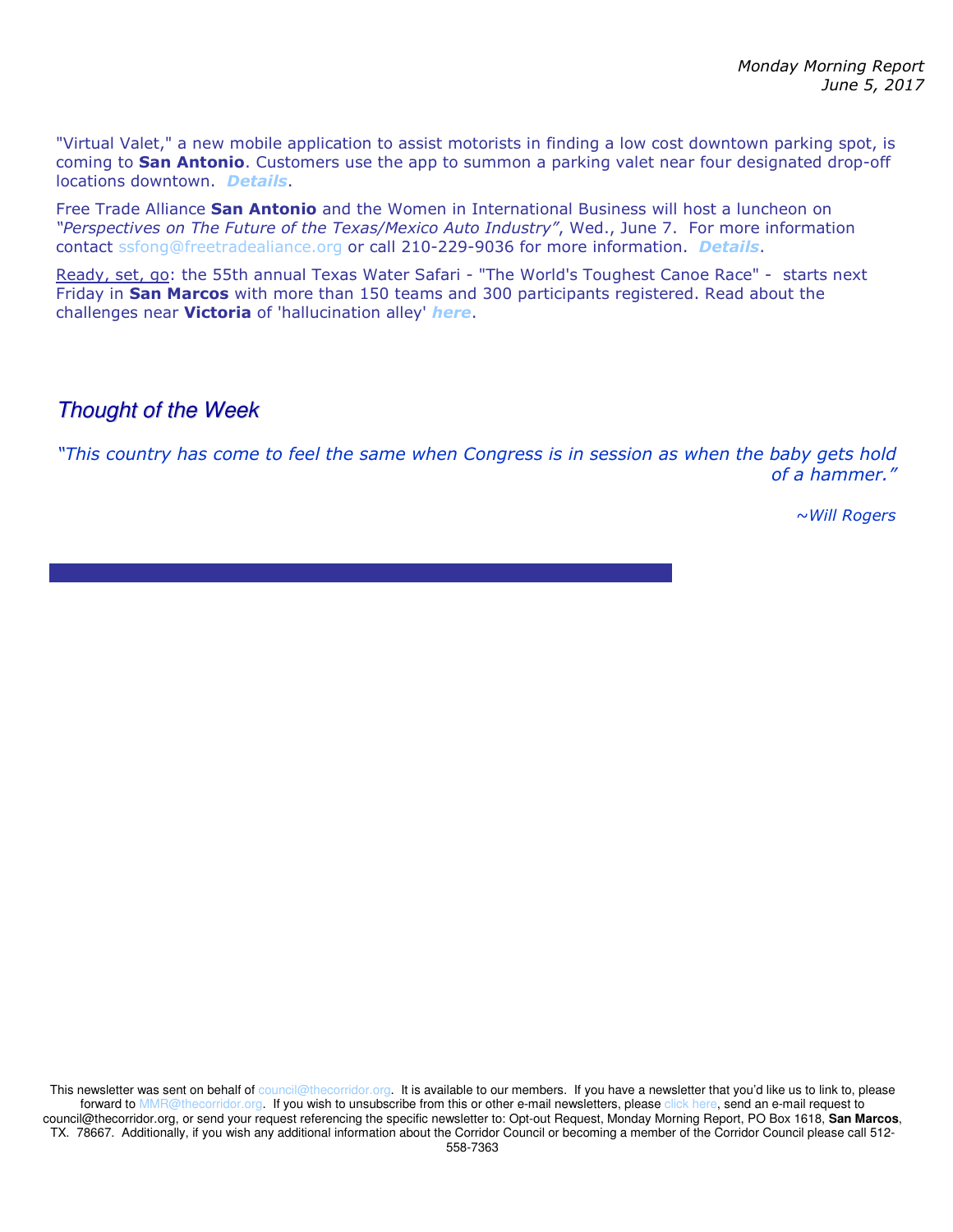"Virtual Valet," a new mobile application to assist motorists in finding a low cost downtown parking spot, is coming to **San Antonio**. Customers use the app to summon a parking valet near four designated drop-off locations downtown. ***Details***.

Free Trade Alliance **San Antonio** and the Women in International Business will host a luncheon on *"Perspectives on The Future of the Texas/Mexico Auto Industry"*, Wed., June 7. For more information contact ssfong@freetradealiance.org or call 210-229-9036 for more information. ***Details***.

Ready, set, go: the 55th annual Texas Water Safari - "The World's Toughest Canoe Race" - starts next Friday in **San Marcos** with more than 150 teams and 300 participants registered. Read about the challenges near **Victoria** of 'hallucination alley' ***here***.

## *Thought of the Week*

*"This country has come to feel the same when Congress is in session as when the baby gets hold of a hammer."*

*~Will Rogers*

This newsletter was sent on behalf of council@thecorridor.org. It is available to our members. If you have a newsletter that you'd like us to link to, please forward to MMR@thecorridor.org. If you wish to unsubscribe from this or other e-mail newsletters, please click here, send an e-mail request to council@thecorridor.org, or send your request referencing the specific newsletter to: Opt-out Request, Monday Morning Report, PO Box 1618, **San Marcos**, TX. 78667. Additionally, if you wish any additional information about the Corridor Council or becoming a member of the Corridor Council please call 512-558-7363